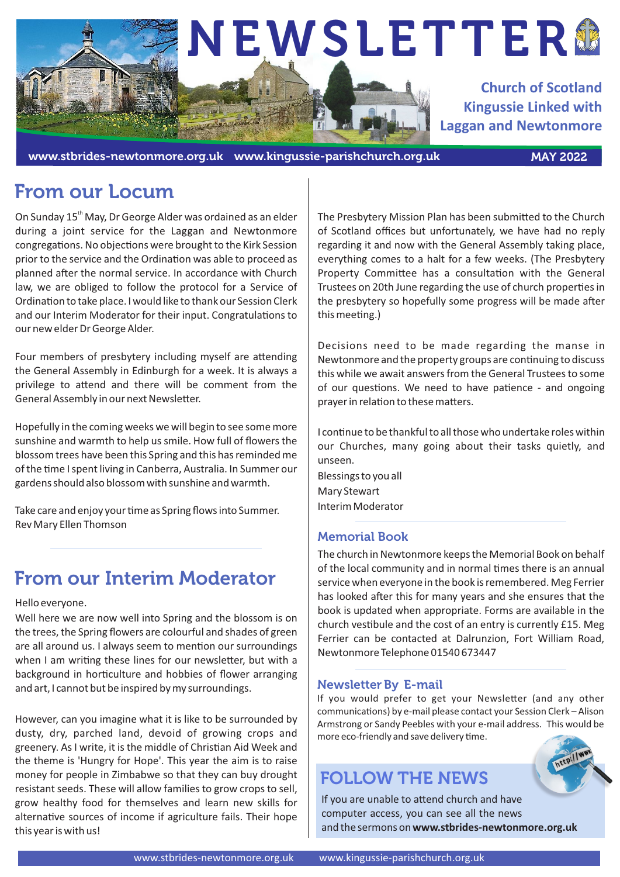# NEWSLETTER

**Church of Scotland**
**Kingussie Linked with Laggan and Newtonmore**

www.stbrides-newtonmore.org.uk www.kingussie-parishchurch.org.uk **MAY 2022**

## From our Locum

On Sunday 15th May, Dr George Alder was ordained as an elder during a joint service for the Laggan and Newtonmore congregations. No objections were brought to the Kirk Session prior to the service and the Ordination was able to proceed as planned after the normal service. In accordance with Church law, we are obliged to follow the protocol for a Service of Ordination to take place. I would like to thank our Session Clerk and our Interim Moderator for their input. Congratulations to our new elder Dr George Alder.

Four members of presbytery including myself are attending the General Assembly in Edinburgh for a week. It is always a privilege to attend and there will be comment from the General Assembly in our next Newsletter.

Hopefully in the coming weeks we will begin to see some more sunshine and warmth to help us smile. How full of flowers the blossom trees have been this Spring and this has reminded me of the time I spent living in Canberra, Australia. In Summer our gardens should also blossom with sunshine and warmth.

Take care and enjoy your time as Spring flows into Summer.
Rev Mary Ellen Thomson

## From our Interim Moderator

Hello everyone.
Well here we are now well into Spring and the blossom is on the trees, the Spring flowers are colourful and shades of green are all around us. I always seem to mention our surroundings when I am writing these lines for our newsletter, but with a background in horticulture and hobbies of flower arranging and art, I cannot but be inspired by my surroundings.

However, can you imagine what it is like to be surrounded by dusty, dry, parched land, devoid of growing crops and greenery. As I write, it is the middle of Christian Aid Week and the theme is 'Hungry for Hope'. This year the aim is to raise money for people in Zimbabwe so that they can buy drought resistant seeds. These will allow families to grow crops to sell, grow healthy food for themselves and learn new skills for alternative sources of income if agriculture fails. Their hope this year is with us!

The Presbytery Mission Plan has been submitted to the Church of Scotland offices but unfortunately, we have had no reply regarding it and now with the General Assembly taking place, everything comes to a halt for a few weeks. (The Presbytery Property Committee has a consultation with the General Trustees on 20th June regarding the use of church properties in the presbytery so hopefully some progress will be made after this meeting.)

Decisions need to be made regarding the manse in Newtonmore and the property groups are continuing to discuss this while we await answers from the General Trustees to some of our questions. We need to have patience - and ongoing prayer in relation to these matters.

I continue to be thankful to all those who undertake roles within our Churches, many going about their tasks quietly, and unseen.
Blessings to you all
Mary Stewart
Interim Moderator

### Memorial Book

The church in Newtonmore keeps the Memorial Book on behalf of the local community and in normal times there is an annual service when everyone in the book is remembered. Meg Ferrier has looked after this for many years and she ensures that the book is updated when appropriate. Forms are available in the church vestibule and the cost of an entry is currently £15. Meg Ferrier can be contacted at Dalrunzion, Fort William Road, Newtonmore Telephone 01540 673447

### Newsletter By E-mail

If you would prefer to get your Newsletter (and any other communications) by e-mail please contact your Session Clerk – Alison Armstrong or Sandy Peebles with your e-mail address. This would be more eco-friendly and save delivery time.

## FOLLOW THE NEWS

If you are unable to attend church and have computer access, you can see all the news and the sermons on **www.stbrides-newtonmore.org.uk**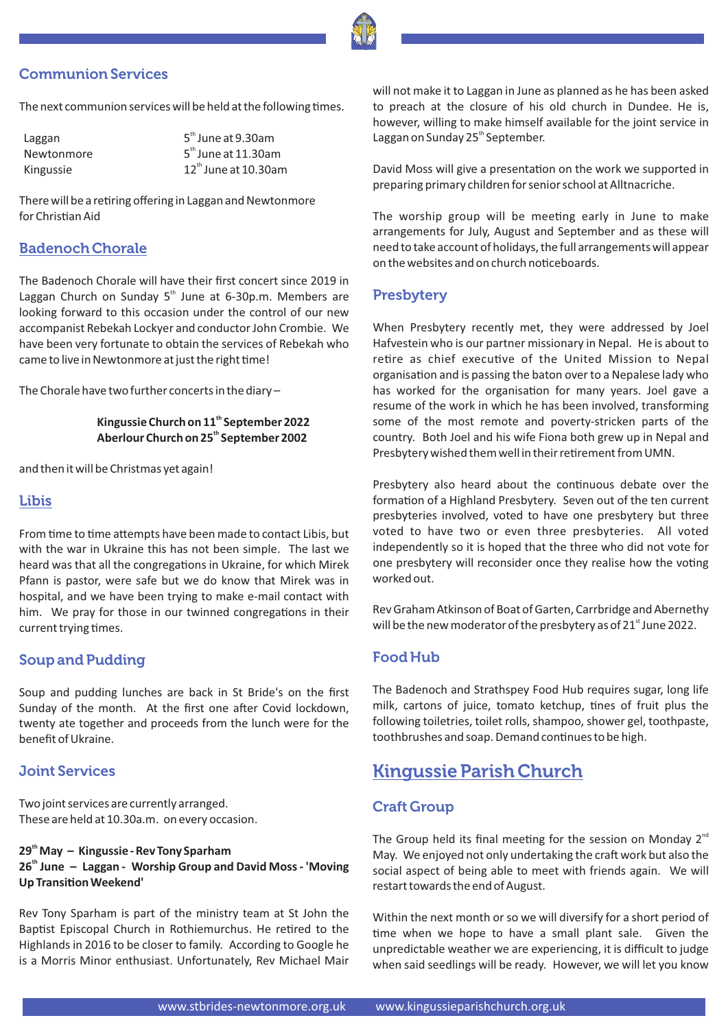## Communion Services

The next communion services will be held at the following times.

| | |
|---|---|
| Laggan | 5th June at 9.30am |
| Newtonmore | 5th June at 11.30am |
| Kingussie | 12th June at 10.30am |

There will be a retiring offering in Laggan and Newtonmore for Christian Aid

## Badenoch Chorale

The Badenoch Chorale will have their first concert since 2019 in Laggan Church on Sunday 5th June at 6-30p.m. Members are looking forward to this occasion under the control of our new accompanist Rebekah Lockyer and conductor John Crombie. We have been very fortunate to obtain the services of Rebekah who came to live in Newtonmore at just the right time!

The Chorale have two further concerts in the diary –

**Kingussie Church on 11th September 2022**
**Aberlour Church on 25th September 2002**

and then it will be Christmas yet again!

## Libis

From time to time attempts have been made to contact Libis, but with the war in Ukraine this has not been simple. The last we heard was that all the congregations in Ukraine, for which Mirek Pfann is pastor, were safe but we do know that Mirek was in hospital, and we have been trying to make e-mail contact with him. We pray for those in our twinned congregations in their current trying times.

## Soup and Pudding

Soup and pudding lunches are back in St Bride's on the first Sunday of the month. At the first one after Covid lockdown, twenty ate together and proceeds from the lunch were for the benefit of Ukraine.

## Joint Services

Two joint services are currently arranged.
These are held at 10.30a.m. on every occasion.

**29th May – Kingussie - Rev Tony Sparham**
**26th June – Laggan - Worship Group and David Moss - 'Moving Up Transition Weekend'**

Rev Tony Sparham is part of the ministry team at St John the Baptist Episcopal Church in Rothiemurchus. He retired to the Highlands in 2016 to be closer to family. According to Google he is a Morris Minor enthusiast. Unfortunately, Rev Michael Mair will not make it to Laggan in June as planned as he has been asked to preach at the closure of his old church in Dundee. He is, however, willing to make himself available for the joint service in Laggan on Sunday 25th September.

David Moss will give a presentation on the work we supported in preparing primary children for senior school at Alltnacriche.

The worship group will be meeting early in June to make arrangements for July, August and September and as these will need to take account of holidays, the full arrangements will appear on the websites and on church noticeboards.

## Presbytery

When Presbytery recently met, they were addressed by Joel Hafvestein who is our partner missionary in Nepal. He is about to retire as chief executive of the United Mission to Nepal organisation and is passing the baton over to a Nepalese lady who has worked for the organisation for many years. Joel gave a resume of the work in which he has been involved, transforming some of the most remote and poverty-stricken parts of the country. Both Joel and his wife Fiona both grew up in Nepal and Presbytery wished them well in their retirement from UMN.

Presbytery also heard about the continuous debate over the formation of a Highland Presbytery. Seven out of the ten current presbyteries involved, voted to have one presbytery but three voted to have two or even three presbyteries. All voted independently so it is hoped that the three who did not vote for one presbytery will reconsider once they realise how the voting worked out.

Rev Graham Atkinson of Boat of Garten, Carrbridge and Abernethy will be the new moderator of the presbytery as of 21st June 2022.

## Food Hub

The Badenoch and Strathspey Food Hub requires sugar, long life milk, cartons of juice, tomato ketchup, tines of fruit plus the following toiletries, toilet rolls, shampoo, shower gel, toothpaste, toothbrushes and soap. Demand continues to be high.

# Kingussie Parish Church

## Craft Group

The Group held its final meeting for the session on Monday 2nd May. We enjoyed not only undertaking the craft work but also the social aspect of being able to meet with friends again. We will restart towards the end of August.

Within the next month or so we will diversify for a short period of time when we hope to have a small plant sale. Given the unpredictable weather we are experiencing, it is difficult to judge when said seedlings will be ready. However, we will let you know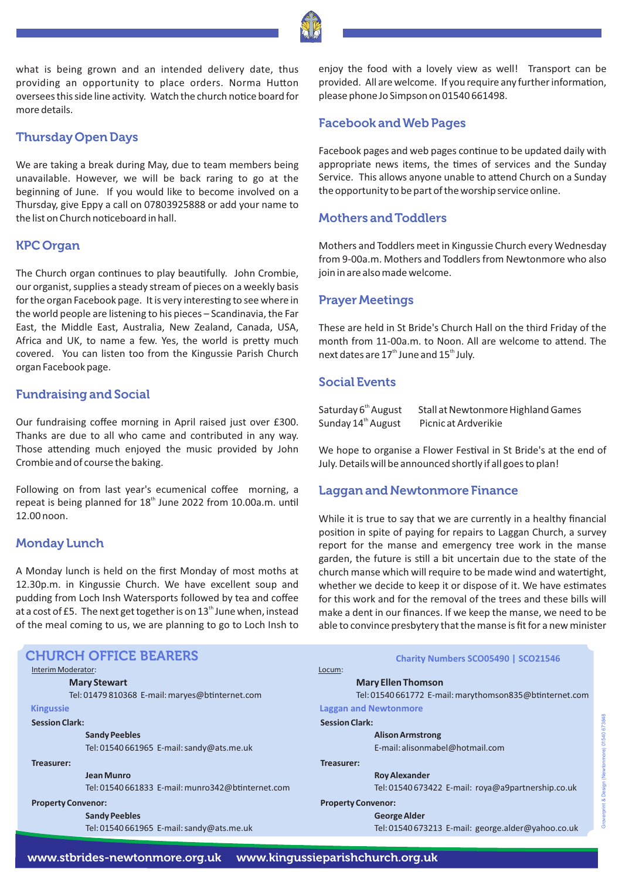what is being grown and an intended delivery date, thus providing an opportunity to place orders. Norma Hutton oversees this side line activity. Watch the church notice board for more details.

## Thursday Open Days

We are taking a break during May, due to team members being unavailable. However, we will be back raring to go at the beginning of June. If you would like to become involved on a Thursday, give Eppy a call on 07803925888 or add your name to the list on Church noticeboard in hall.

## KPC Organ

The Church organ continues to play beautifully. John Crombie, our organist, supplies a steady stream of pieces on a weekly basis for the organ Facebook page. It is very interesting to see where in the world people are listening to his pieces – Scandinavia, the Far East, the Middle East, Australia, New Zealand, Canada, USA, Africa and UK, to name a few. Yes, the world is pretty much covered. You can listen too from the Kingussie Parish Church organ Facebook page.

## Fundraising and Social

Our fundraising coffee morning in April raised just over £300. Thanks are due to all who came and contributed in any way. Those attending much enjoyed the music provided by John Crombie and of course the baking.

Following on from last year's ecumenical coffee morning, a repeat is being planned for 18th June 2022 from 10.00a.m. until 12.00 noon.

## Monday Lunch

A Monday lunch is held on the first Monday of most moths at 12.30p.m. in Kingussie Church. We have excellent soup and pudding from Loch Insh Watersports followed by tea and coffee at a cost of £5. The next get together is on 13th June when, instead of the meal coming to us, we are planning to go to Loch Insh to enjoy the food with a lovely view as well! Transport can be provided. All are welcome. If you require any further information, please phone Jo Simpson on 01540 661498.

## Facebook and Web Pages

Facebook pages and web pages continue to be updated daily with appropriate news items, the times of services and the Sunday Service. This allows anyone unable to attend Church on a Sunday the opportunity to be part of the worship service online.

## Mothers and Toddlers

Mothers and Toddlers meet in Kingussie Church every Wednesday from 9-00a.m. Mothers and Toddlers from Newtonmore who also join in are also made welcome.

## Prayer Meetings

These are held in St Bride's Church Hall on the third Friday of the month from 11-00a.m. to Noon. All are welcome to attend. The next dates are 17th June and 15th July.

## Social Events

| | |
|---|---|
| Saturday 6th August | Stall at Newtonmore Highland Games |
| Sunday 14th August | Picnic at Ardverikie |

We hope to organise a Flower Festival in St Bride's at the end of July. Details will be announced shortly if all goes to plan!

## Laggan and Newtonmore Finance

While it is true to say that we are currently in a healthy financial position in spite of paying for repairs to Laggan Church, a survey report for the manse and emergency tree work in the manse garden, the future is still a bit uncertain due to the state of the church manse which will require to be made wind and watertight, whether we decide to keep it or dispose of it. We have estimates for this work and for the removal of the trees and these bills will make a dent in our finances. If we keep the manse, we need to be able to convince presbytery that the manse is fit for a new minister

## CHURCH OFFICE BEARERS

**Charity Numbers SCO05490 | SCO21546**

Interim Moderator:
**Mary Stewart**
Tel: 01479 810368 E-mail: maryes@btinternet.com

Locum:
**Mary Ellen Thomson**
Tel: 01540 661772 E-mail: marythomson835@btinternet.com

### Kingussie

**Session Clark:**
**Sandy Peebles**
Tel: 01540 661965 E-mail: sandy@ats.me.uk

**Treasurer:**
**Jean Munro**
Tel: 01540 661833 E-mail: munro342@btinternet.com

**Property Convenor:**
**Sandy Peebles**
Tel: 01540 661965 E-mail: sandy@ats.me.uk

### Laggan and Newtonmore

**Session Clark:**
**Alison Armstrong**
E-mail: alisonmabel@hotmail.com

**Treasurer:**
**Roy Alexander**
Tel: 01540 673422 E-mail: roya@a9partnership.co.uk

**Property Convenor:**
**George Alder**
Tel: 01540 673213 E-mail: george.alder@yahoo.co.uk

www.stbrides-newtonmore.org.uk www.kingussieparishchurch.org.uk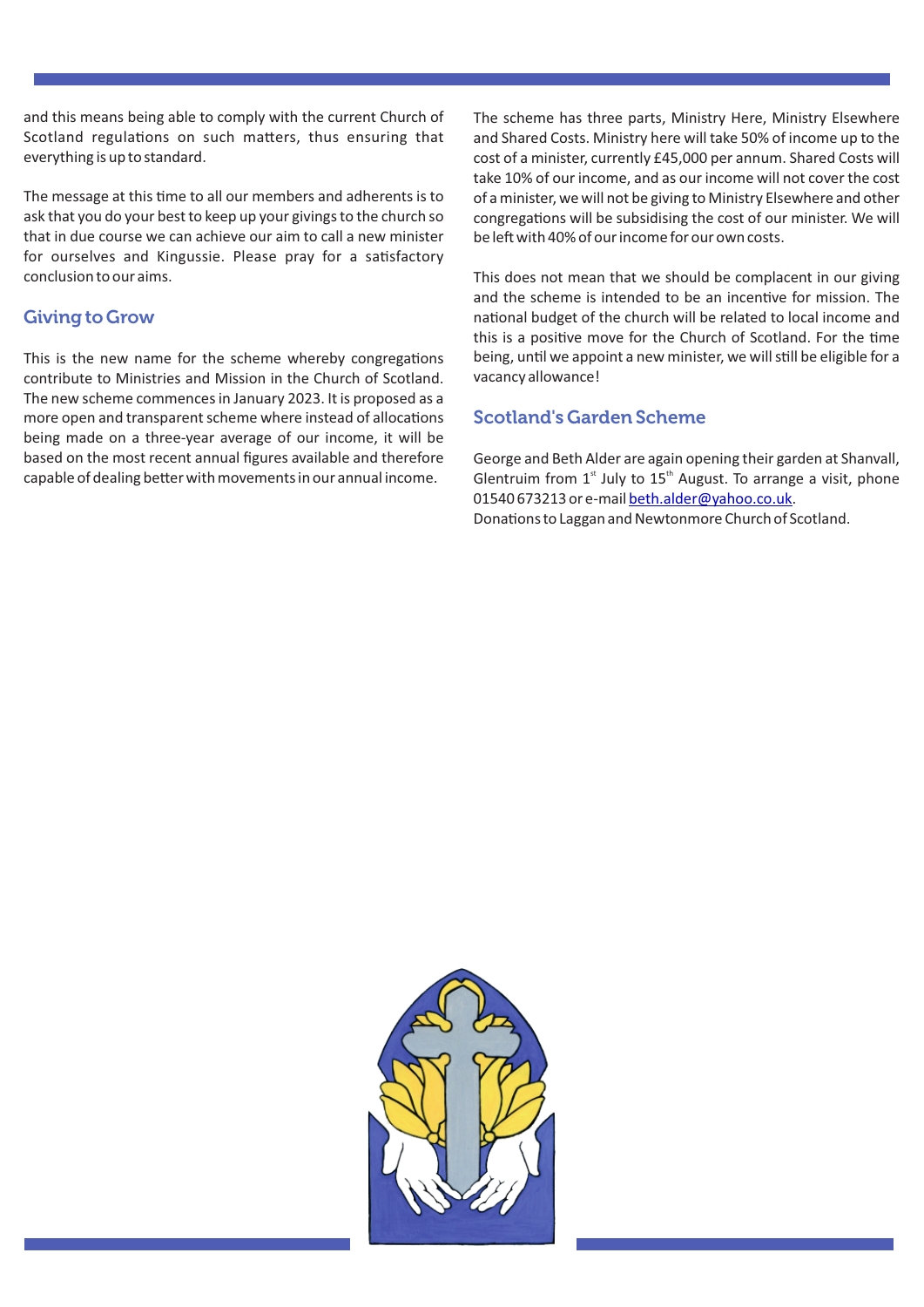and this means being able to comply with the current Church of Scotland regulations on such matters, thus ensuring that everything is up to standard.

The message at this time to all our members and adherents is to ask that you do your best to keep up your givings to the church so that in due course we can achieve our aim to call a new minister for ourselves and Kingussie. Please pray for a satisfactory conclusion to our aims.

## Giving to Grow

This is the new name for the scheme whereby congregations contribute to Ministries and Mission in the Church of Scotland. The new scheme commences in January 2023. It is proposed as a more open and transparent scheme where instead of allocations being made on a three-year average of our income, it will be based on the most recent annual figures available and therefore capable of dealing better with movements in our annual income.

The scheme has three parts, Ministry Here, Ministry Elsewhere and Shared Costs. Ministry here will take 50% of income up to the cost of a minister, currently £45,000 per annum. Shared Costs will take 10% of our income, and as our income will not cover the cost of a minister, we will not be giving to Ministry Elsewhere and other congregations will be subsidising the cost of our minister. We will be left with 40% of our income for our own costs.

This does not mean that we should be complacent in our giving and the scheme is intended to be an incentive for mission. The national budget of the church will be related to local income and this is a positive move for the Church of Scotland. For the time being, until we appoint a new minister, we will still be eligible for a vacancy allowance!

## Scotland's Garden Scheme

George and Beth Alder are again opening their garden at Shanvall, Glentruim from 1st July to 15th August. To arrange a visit, phone 01540 673213 or e-mail beth.alder@yahoo.co.uk.
Donations to Laggan and Newtonmore Church of Scotland.